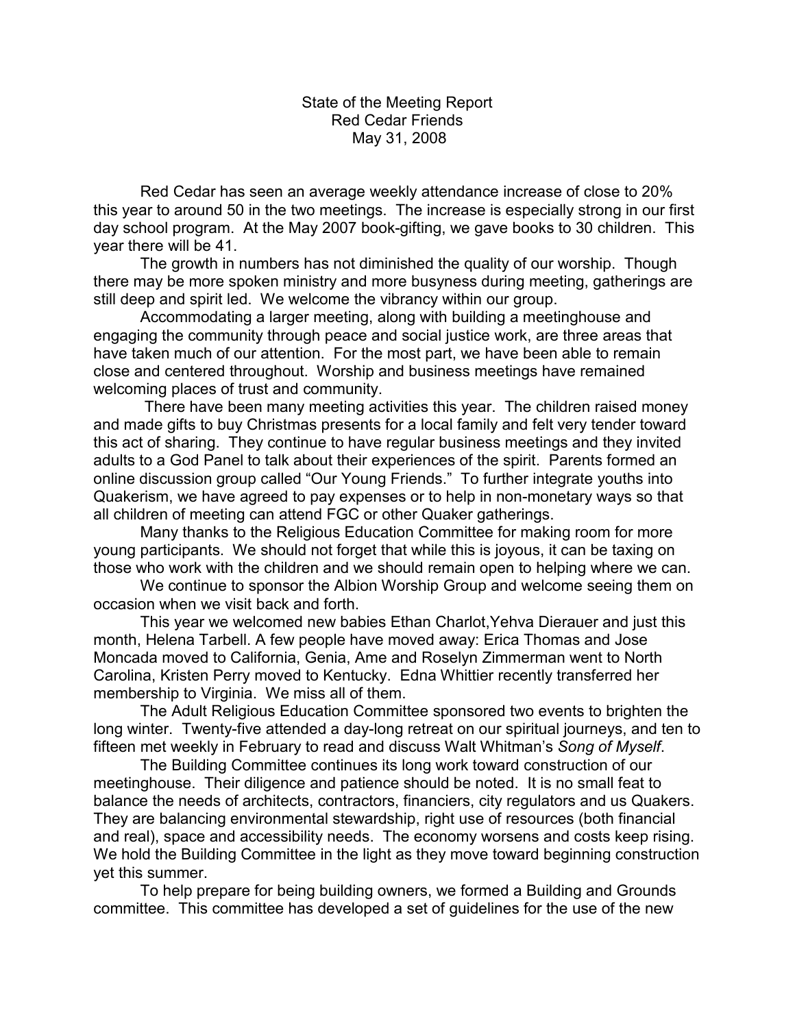State of the Meeting Report
Red Cedar Friends
May 31, 2008

Red Cedar has seen an average weekly attendance increase of close to 20% this year to around 50 in the two meetings. The increase is especially strong in our first day school program. At the May 2007 book-gifting, we gave books to 30 children. This year there will be 41.

The growth in numbers has not diminished the quality of our worship. Though there may be more spoken ministry and more busyness during meeting, gatherings are still deep and spirit led. We welcome the vibrancy within our group.

Accommodating a larger meeting, along with building a meetinghouse and engaging the community through peace and social justice work, are three areas that have taken much of our attention. For the most part, we have been able to remain close and centered throughout. Worship and business meetings have remained welcoming places of trust and community.

There have been many meeting activities this year. The children raised money and made gifts to buy Christmas presents for a local family and felt very tender toward this act of sharing. They continue to have regular business meetings and they invited adults to a God Panel to talk about their experiences of the spirit. Parents formed an online discussion group called "Our Young Friends." To further integrate youths into Quakerism, we have agreed to pay expenses or to help in non-monetary ways so that all children of meeting can attend FGC or other Quaker gatherings.

Many thanks to the Religious Education Committee for making room for more young participants. We should not forget that while this is joyous, it can be taxing on those who work with the children and we should remain open to helping where we can.

We continue to sponsor the Albion Worship Group and welcome seeing them on occasion when we visit back and forth.

This year we welcomed new babies Ethan Charlot,Yehva Dierauer and just this month, Helena Tarbell. A few people have moved away: Erica Thomas and Jose Moncada moved to California, Genia, Ame and Roselyn Zimmerman went to North Carolina, Kristen Perry moved to Kentucky. Edna Whittier recently transferred her membership to Virginia. We miss all of them.

The Adult Religious Education Committee sponsored two events to brighten the long winter. Twenty-five attended a day-long retreat on our spiritual journeys, and ten to fifteen met weekly in February to read and discuss Walt Whitman's *Song of Myself*.

The Building Committee continues its long work toward construction of our meetinghouse. Their diligence and patience should be noted. It is no small feat to balance the needs of architects, contractors, financiers, city regulators and us Quakers. They are balancing environmental stewardship, right use of resources (both financial and real), space and accessibility needs. The economy worsens and costs keep rising. We hold the Building Committee in the light as they move toward beginning construction yet this summer.

To help prepare for being building owners, we formed a Building and Grounds committee. This committee has developed a set of guidelines for the use of the new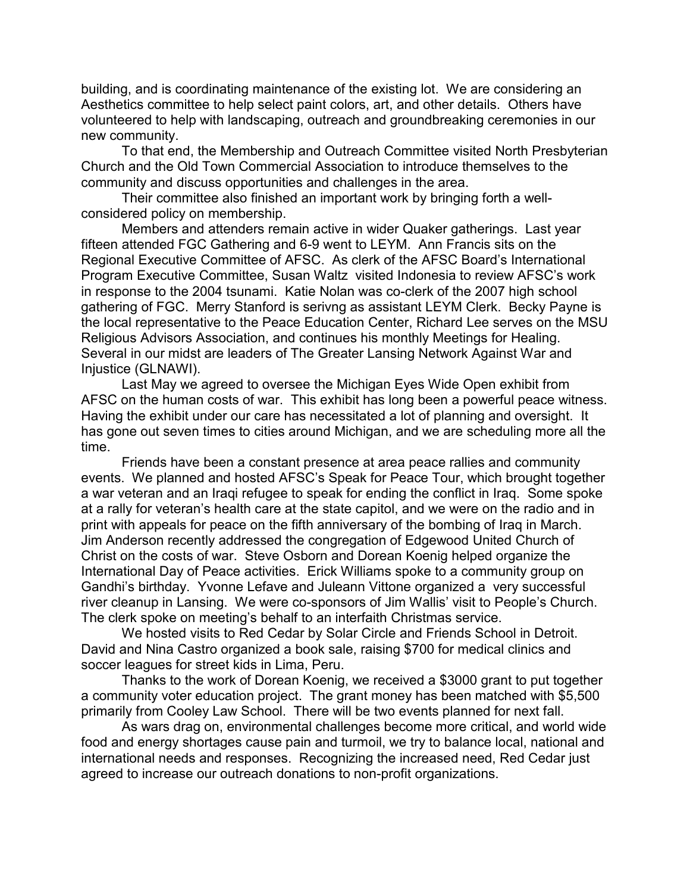building, and is coordinating maintenance of the existing lot. We are considering an Aesthetics committee to help select paint colors, art, and other details. Others have volunteered to help with landscaping, outreach and groundbreaking ceremonies in our new community.

To that end, the Membership and Outreach Committee visited North Presbyterian Church and the Old Town Commercial Association to introduce themselves to the community and discuss opportunities and challenges in the area.

Their committee also finished an important work by bringing forth a well-considered policy on membership.

Members and attenders remain active in wider Quaker gatherings. Last year fifteen attended FGC Gathering and 6-9 went to LEYM. Ann Francis sits on the Regional Executive Committee of AFSC. As clerk of the AFSC Board's International Program Executive Committee, Susan Waltz visited Indonesia to review AFSC's work in response to the 2004 tsunami. Katie Nolan was co-clerk of the 2007 high school gathering of FGC. Merry Stanford is serivng as assistant LEYM Clerk. Becky Payne is the local representative to the Peace Education Center, Richard Lee serves on the MSU Religious Advisors Association, and continues his monthly Meetings for Healing. Several in our midst are leaders of The Greater Lansing Network Against War and Injustice (GLNAWI).

Last May we agreed to oversee the Michigan Eyes Wide Open exhibit from AFSC on the human costs of war. This exhibit has long been a powerful peace witness. Having the exhibit under our care has necessitated a lot of planning and oversight. It has gone out seven times to cities around Michigan, and we are scheduling more all the time.

Friends have been a constant presence at area peace rallies and community events. We planned and hosted AFSC's Speak for Peace Tour, which brought together a war veteran and an Iraqi refugee to speak for ending the conflict in Iraq. Some spoke at a rally for veteran's health care at the state capitol, and we were on the radio and in print with appeals for peace on the fifth anniversary of the bombing of Iraq in March. Jim Anderson recently addressed the congregation of Edgewood United Church of Christ on the costs of war. Steve Osborn and Dorean Koenig helped organize the International Day of Peace activities. Erick Williams spoke to a community group on Gandhi's birthday. Yvonne Lefave and Juleann Vittone organized a very successful river cleanup in Lansing. We were co-sponsors of Jim Wallis' visit to People's Church. The clerk spoke on meeting's behalf to an interfaith Christmas service.

We hosted visits to Red Cedar by Solar Circle and Friends School in Detroit. David and Nina Castro organized a book sale, raising $700 for medical clinics and soccer leagues for street kids in Lima, Peru.

Thanks to the work of Dorean Koenig, we received a $3000 grant to put together a community voter education project. The grant money has been matched with $5,500 primarily from Cooley Law School. There will be two events planned for next fall.

As wars drag on, environmental challenges become more critical, and world wide food and energy shortages cause pain and turmoil, we try to balance local, national and international needs and responses. Recognizing the increased need, Red Cedar just agreed to increase our outreach donations to non-profit organizations.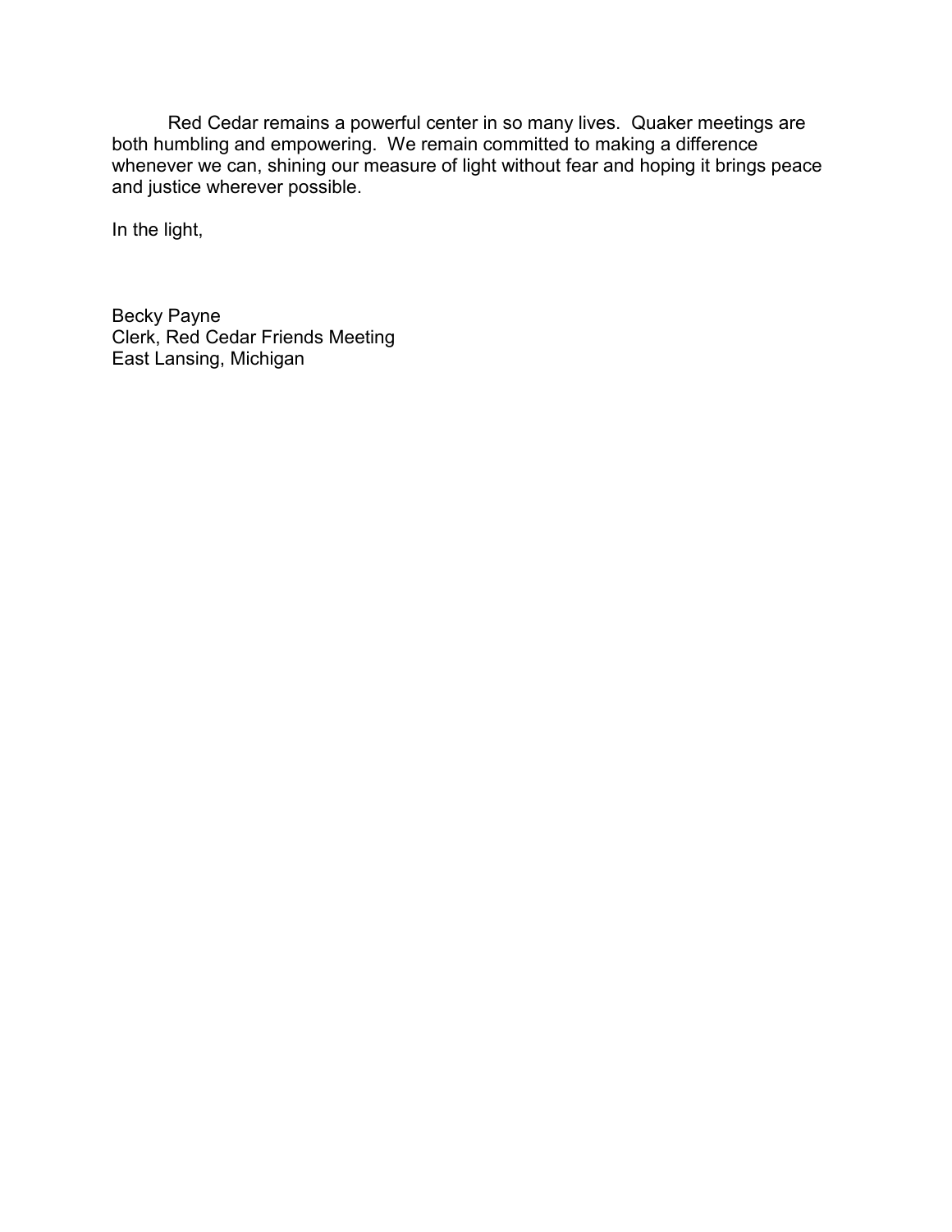Red Cedar remains a powerful center in so many lives. Quaker meetings are both humbling and empowering. We remain committed to making a difference whenever we can, shining our measure of light without fear and hoping it brings peace and justice wherever possible.

In the light,

Becky Payne  
Clerk, Red Cedar Friends Meeting  
East Lansing, Michigan